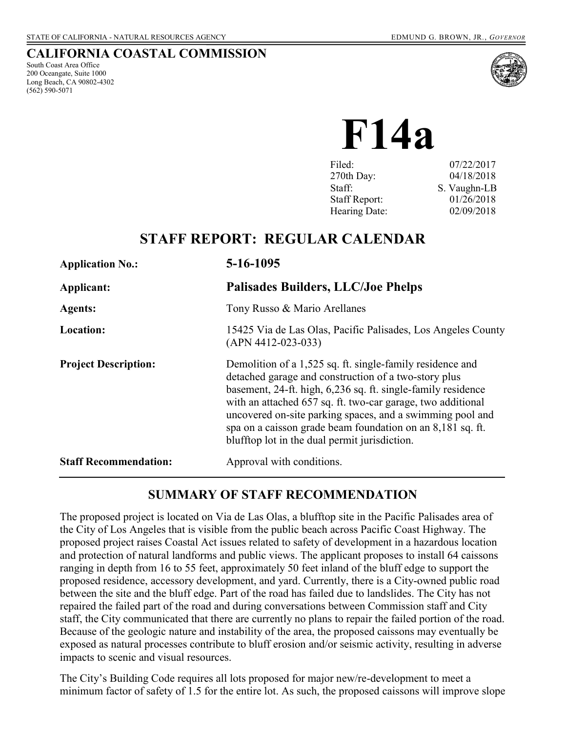STATE OF CALIFORNIA - NATURAL RESOURCES AGENCY EDMUND G. BROWN, JR., *GOVERNOR*

# CALIFORNIA COASTAL COMMISSION

South Coast Area Office
200 Oceangate, Suite 1000
Long Beach, CA 90802-4302
(562) 590-5071

# F14a

| | |
|---|---|
| Filed: | 07/22/2017 |
| 270th Day: | 04/18/2018 |
| Staff: | S. Vaughn-LB |
| Staff Report: | 01/26/2018 |
| Hearing Date: | 02/09/2018 |

## STAFF REPORT: REGULAR CALENDAR

**Application No.:** **5-16-1095**

**Applicant:** **Palisades Builders, LLC/Joe Phelps**

**Agents:** Tony Russo & Mario Arellanes

**Location:** 15425 Via de Las Olas, Pacific Palisades, Los Angeles County (APN 4412-023-033)

**Project Description:** Demolition of a 1,525 sq. ft. single-family residence and detached garage and construction of a two-story plus basement, 24-ft. high, 6,236 sq. ft. single-family residence with an attached 657 sq. ft. two-car garage, two additional uncovered on-site parking spaces, and a swimming pool and spa on a caisson grade beam foundation on an 8,181 sq. ft. blufftop lot in the dual permit jurisdiction.

**Staff Recommendation:** Approval with conditions.

## SUMMARY OF STAFF RECOMMENDATION

The proposed project is located on Via de Las Olas, a blufftop site in the Pacific Palisades area of the City of Los Angeles that is visible from the public beach across Pacific Coast Highway. The proposed project raises Coastal Act issues related to safety of development in a hazardous location and protection of natural landforms and public views. The applicant proposes to install 64 caissons ranging in depth from 16 to 55 feet, approximately 50 feet inland of the bluff edge to support the proposed residence, accessory development, and yard. Currently, there is a City-owned public road between the site and the bluff edge. Part of the road has failed due to landslides. The City has not repaired the failed part of the road and during conversations between Commission staff and City staff, the City communicated that there are currently no plans to repair the failed portion of the road. Because of the geologic nature and instability of the area, the proposed caissons may eventually be exposed as natural processes contribute to bluff erosion and/or seismic activity, resulting in adverse impacts to scenic and visual resources.

The City's Building Code requires all lots proposed for major new/re-development to meet a minimum factor of safety of 1.5 for the entire lot. As such, the proposed caissons will improve slope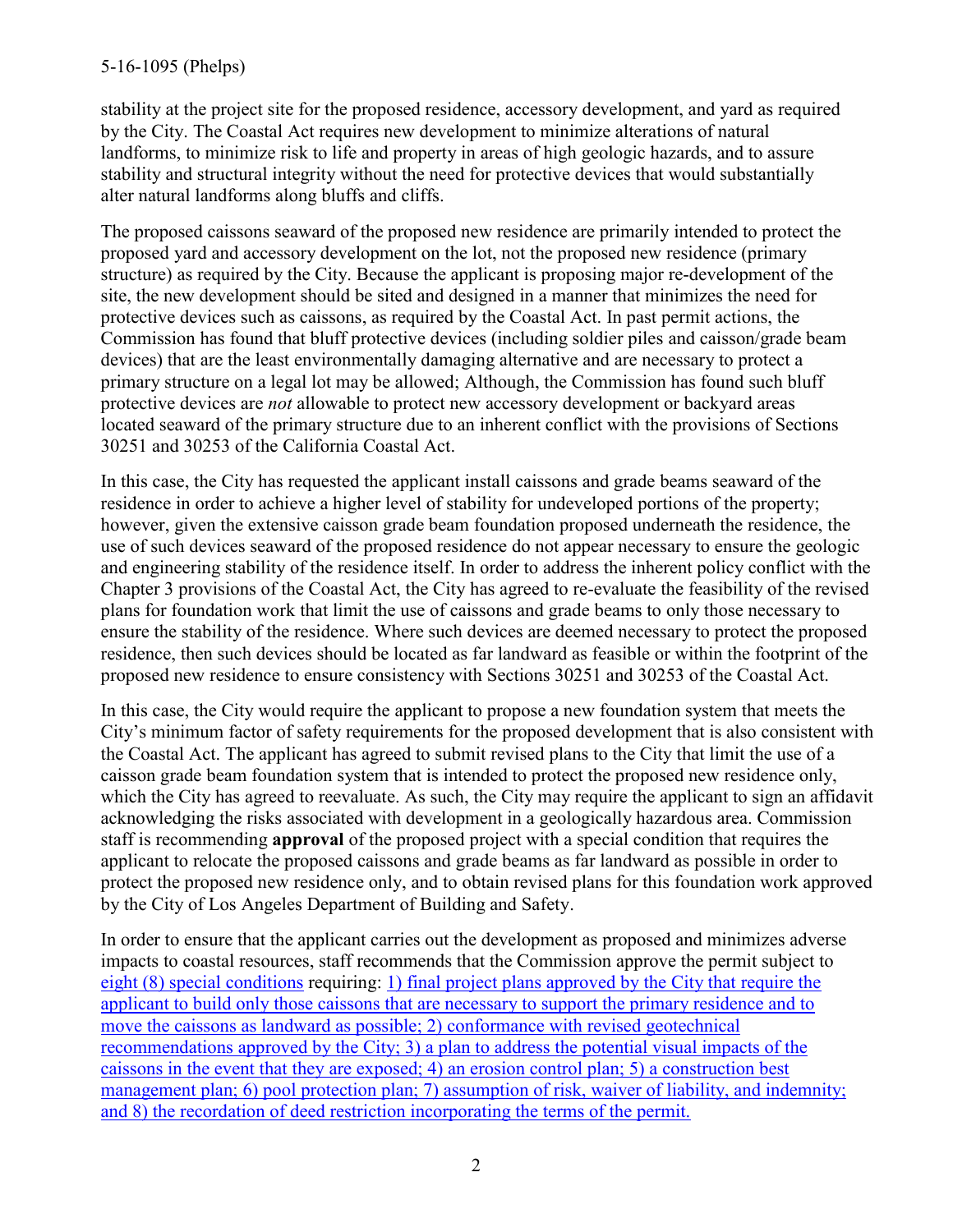stability at the project site for the proposed residence, accessory development, and yard as required by the City. The Coastal Act requires new development to minimize alterations of natural landforms, to minimize risk to life and property in areas of high geologic hazards, and to assure stability and structural integrity without the need for protective devices that would substantially alter natural landforms along bluffs and cliffs.

The proposed caissons seaward of the proposed new residence are primarily intended to protect the proposed yard and accessory development on the lot, not the proposed new residence (primary structure) as required by the City. Because the applicant is proposing major re-development of the site, the new development should be sited and designed in a manner that minimizes the need for protective devices such as caissons, as required by the Coastal Act. In past permit actions, the Commission has found that bluff protective devices (including soldier piles and caisson/grade beam devices) that are the least environmentally damaging alternative and are necessary to protect a primary structure on a legal lot may be allowed; Although, the Commission has found such bluff protective devices are *not* allowable to protect new accessory development or backyard areas located seaward of the primary structure due to an inherent conflict with the provisions of Sections 30251 and 30253 of the California Coastal Act.

In this case, the City has requested the applicant install caissons and grade beams seaward of the residence in order to achieve a higher level of stability for undeveloped portions of the property; however, given the extensive caisson grade beam foundation proposed underneath the residence, the use of such devices seaward of the proposed residence do not appear necessary to ensure the geologic and engineering stability of the residence itself. In order to address the inherent policy conflict with the Chapter 3 provisions of the Coastal Act, the City has agreed to re-evaluate the feasibility of the revised plans for foundation work that limit the use of caissons and grade beams to only those necessary to ensure the stability of the residence. Where such devices are deemed necessary to protect the proposed residence, then such devices should be located as far landward as feasible or within the footprint of the proposed new residence to ensure consistency with Sections 30251 and 30253 of the Coastal Act.

In this case, the City would require the applicant to propose a new foundation system that meets the City's minimum factor of safety requirements for the proposed development that is also consistent with the Coastal Act. The applicant has agreed to submit revised plans to the City that limit the use of a caisson grade beam foundation system that is intended to protect the proposed new residence only, which the City has agreed to reevaluate. As such, the City may require the applicant to sign an affidavit acknowledging the risks associated with development in a geologically hazardous area. Commission staff is recommending **approval** of the proposed project with a special condition that requires the applicant to relocate the proposed caissons and grade beams as far landward as possible in order to protect the proposed new residence only, and to obtain revised plans for this foundation work approved by the City of Los Angeles Department of Building and Safety.

In order to ensure that the applicant carries out the development as proposed and minimizes adverse impacts to coastal resources, staff recommends that the Commission approve the permit subject to eight (8) special conditions requiring: 1) final project plans approved by the City that require the applicant to build only those caissons that are necessary to support the primary residence and to move the caissons as landward as possible; 2) conformance with revised geotechnical recommendations approved by the City; 3) a plan to address the potential visual impacts of the caissons in the event that they are exposed; 4) an erosion control plan; 5) a construction best management plan; 6) pool protection plan; 7) assumption of risk, waiver of liability, and indemnity; and 8) the recordation of deed restriction incorporating the terms of the permit.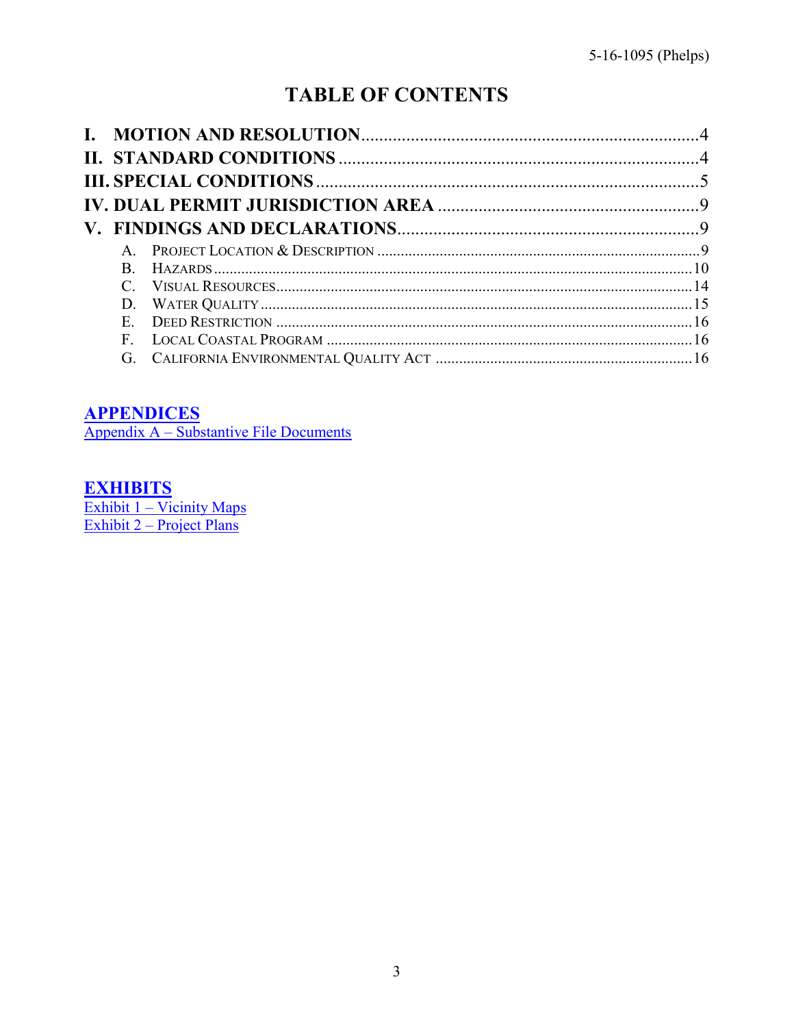# TABLE OF CONTENTS

**I. MOTION AND RESOLUTION** .......................................................................... 4
**II. STANDARD CONDITIONS** ............................................................................... 4
**III. SPECIAL CONDITIONS** ................................................................................. 5
**IV. DUAL PERMIT JURISDICTION AREA** ........................................................... 9
**V. FINDINGS AND DECLARATIONS** ................................................................... 9

- A. PROJECT LOCATION & DESCRIPTION ................................................................. 9
- B. HAZARDS ........................................................................................................ 10
- C. VISUAL RESOURCES .......................................................................................... 14
- D. WATER QUALITY .............................................................................................. 15
- E. DEED RESTRICTION ........................................................................................... 16
- F. LOCAL COASTAL PROGRAM ............................................................................... 16
- G. CALIFORNIA ENVIRONMENTAL QUALITY ACT ..................................................... 16

**APPENDICES**
Appendix A – Substantive File Documents

**EXHIBITS**
Exhibit 1 – Vicinity Maps
Exhibit 2 – Project Plans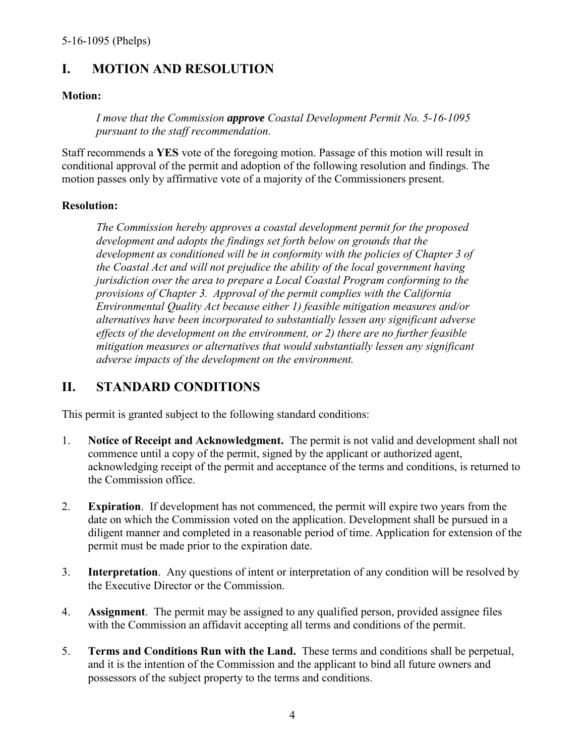## I. MOTION AND RESOLUTION

**Motion:**

> *I move that the Commission **approve** Coastal Development Permit No. 5-16-1095 pursuant to the staff recommendation.*

Staff recommends a **YES** vote of the foregoing motion. Passage of this motion will result in conditional approval of the permit and adoption of the following resolution and findings. The motion passes only by affirmative vote of a majority of the Commissioners present.

**Resolution:**

> *The Commission hereby approves a coastal development permit for the proposed development and adopts the findings set forth below on grounds that the development as conditioned will be in conformity with the policies of Chapter 3 of the Coastal Act and will not prejudice the ability of the local government having jurisdiction over the area to prepare a Local Coastal Program conforming to the provisions of Chapter 3. Approval of the permit complies with the California Environmental Quality Act because either 1) feasible mitigation measures and/or alternatives have been incorporated to substantially lessen any significant adverse effects of the development on the environment, or 2) there are no further feasible mitigation measures or alternatives that would substantially lessen any significant adverse impacts of the development on the environment.*

## II. STANDARD CONDITIONS

This permit is granted subject to the following standard conditions:

1. **Notice of Receipt and Acknowledgment.** The permit is not valid and development shall not commence until a copy of the permit, signed by the applicant or authorized agent, acknowledging receipt of the permit and acceptance of the terms and conditions, is returned to the Commission office.

2. **Expiration**. If development has not commenced, the permit will expire two years from the date on which the Commission voted on the application. Development shall be pursued in a diligent manner and completed in a reasonable period of time. Application for extension of the permit must be made prior to the expiration date.

3. **Interpretation**. Any questions of intent or interpretation of any condition will be resolved by the Executive Director or the Commission.

4. **Assignment**. The permit may be assigned to any qualified person, provided assignee files with the Commission an affidavit accepting all terms and conditions of the permit.

5. **Terms and Conditions Run with the Land.** These terms and conditions shall be perpetual, and it is the intention of the Commission and the applicant to bind all future owners and possessors of the subject property to the terms and conditions.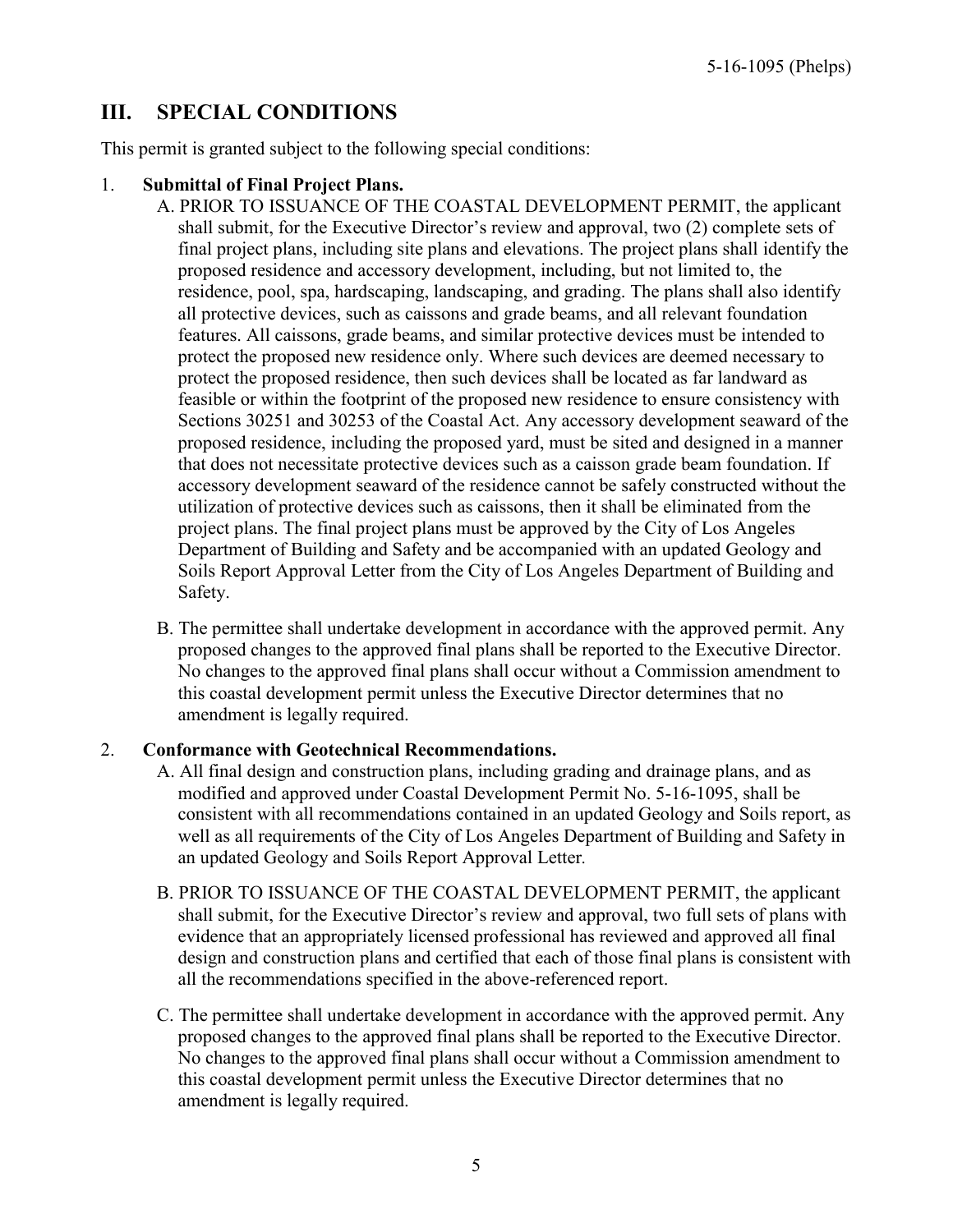## III. SPECIAL CONDITIONS

This permit is granted subject to the following special conditions:

1. **Submittal of Final Project Plans.**

   A. PRIOR TO ISSUANCE OF THE COASTAL DEVELOPMENT PERMIT, the applicant shall submit, for the Executive Director's review and approval, two (2) complete sets of final project plans, including site plans and elevations. The project plans shall identify the proposed residence and accessory development, including, but not limited to, the residence, pool, spa, hardscaping, landscaping, and grading. The plans shall also identify all protective devices, such as caissons and grade beams, and all relevant foundation features. All caissons, grade beams, and similar protective devices must be intended to protect the proposed new residence only. Where such devices are deemed necessary to protect the proposed residence, then such devices shall be located as far landward as feasible or within the footprint of the proposed new residence to ensure consistency with Sections 30251 and 30253 of the Coastal Act. Any accessory development seaward of the proposed residence, including the proposed yard, must be sited and designed in a manner that does not necessitate protective devices such as a caisson grade beam foundation. If accessory development seaward of the residence cannot be safely constructed without the utilization of protective devices such as caissons, then it shall be eliminated from the project plans. The final project plans must be approved by the City of Los Angeles Department of Building and Safety and be accompanied with an updated Geology and Soils Report Approval Letter from the City of Los Angeles Department of Building and Safety.

   B. The permittee shall undertake development in accordance with the approved permit. Any proposed changes to the approved final plans shall be reported to the Executive Director. No changes to the approved final plans shall occur without a Commission amendment to this coastal development permit unless the Executive Director determines that no amendment is legally required.

2. **Conformance with Geotechnical Recommendations.**

   A. All final design and construction plans, including grading and drainage plans, and as modified and approved under Coastal Development Permit No. 5-16-1095, shall be consistent with all recommendations contained in an updated Geology and Soils report, as well as all requirements of the City of Los Angeles Department of Building and Safety in an updated Geology and Soils Report Approval Letter.

   B. PRIOR TO ISSUANCE OF THE COASTAL DEVELOPMENT PERMIT, the applicant shall submit, for the Executive Director's review and approval, two full sets of plans with evidence that an appropriately licensed professional has reviewed and approved all final design and construction plans and certified that each of those final plans is consistent with all the recommendations specified in the above-referenced report.

   C. The permittee shall undertake development in accordance with the approved permit. Any proposed changes to the approved final plans shall be reported to the Executive Director. No changes to the approved final plans shall occur without a Commission amendment to this coastal development permit unless the Executive Director determines that no amendment is legally required.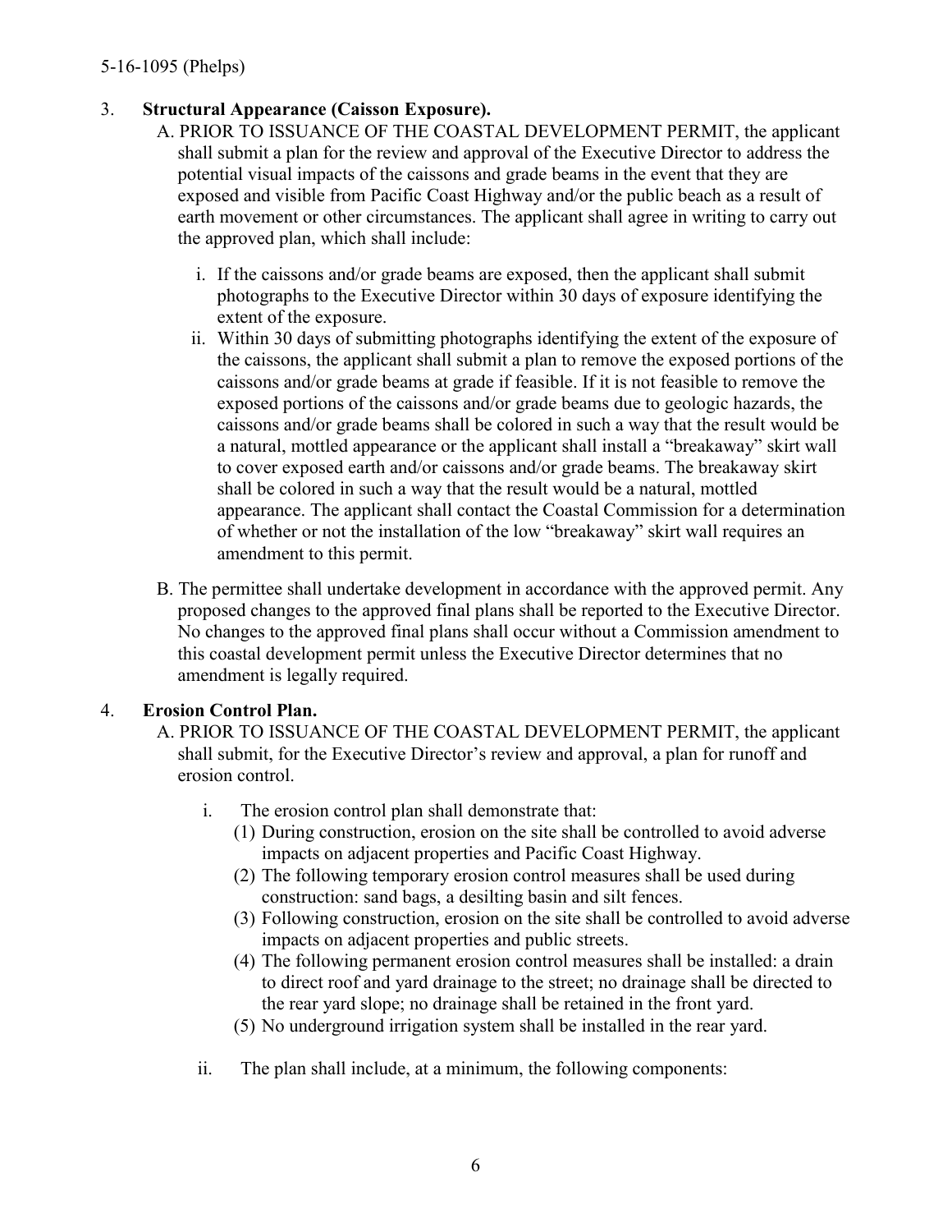3. **Structural Appearance (Caisson Exposure).**

   A. PRIOR TO ISSUANCE OF THE COASTAL DEVELOPMENT PERMIT, the applicant shall submit a plan for the review and approval of the Executive Director to address the potential visual impacts of the caissons and grade beams in the event that they are exposed and visible from Pacific Coast Highway and/or the public beach as a result of earth movement or other circumstances. The applicant shall agree in writing to carry out the approved plan, which shall include:

      i. If the caissons and/or grade beams are exposed, then the applicant shall submit photographs to the Executive Director within 30 days of exposure identifying the extent of the exposure.

      ii. Within 30 days of submitting photographs identifying the extent of the exposure of the caissons, the applicant shall submit a plan to remove the exposed portions of the caissons and/or grade beams at grade if feasible. If it is not feasible to remove the exposed portions of the caissons and/or grade beams due to geologic hazards, the caissons and/or grade beams shall be colored in such a way that the result would be a natural, mottled appearance or the applicant shall install a "breakaway" skirt wall to cover exposed earth and/or caissons and/or grade beams. The breakaway skirt shall be colored in such a way that the result would be a natural, mottled appearance. The applicant shall contact the Coastal Commission for a determination of whether or not the installation of the low "breakaway" skirt wall requires an amendment to this permit.

   B. The permittee shall undertake development in accordance with the approved permit. Any proposed changes to the approved final plans shall be reported to the Executive Director. No changes to the approved final plans shall occur without a Commission amendment to this coastal development permit unless the Executive Director determines that no amendment is legally required.

4. **Erosion Control Plan.**

   A. PRIOR TO ISSUANCE OF THE COASTAL DEVELOPMENT PERMIT, the applicant shall submit, for the Executive Director's review and approval, a plan for runoff and erosion control.

      i. The erosion control plan shall demonstrate that:

         (1) During construction, erosion on the site shall be controlled to avoid adverse impacts on adjacent properties and Pacific Coast Highway.

         (2) The following temporary erosion control measures shall be used during construction: sand bags, a desilting basin and silt fences.

         (3) Following construction, erosion on the site shall be controlled to avoid adverse impacts on adjacent properties and public streets.

         (4) The following permanent erosion control measures shall be installed: a drain to direct roof and yard drainage to the street; no drainage shall be directed to the rear yard slope; no drainage shall be retained in the front yard.

         (5) No underground irrigation system shall be installed in the rear yard.

      ii. The plan shall include, at a minimum, the following components: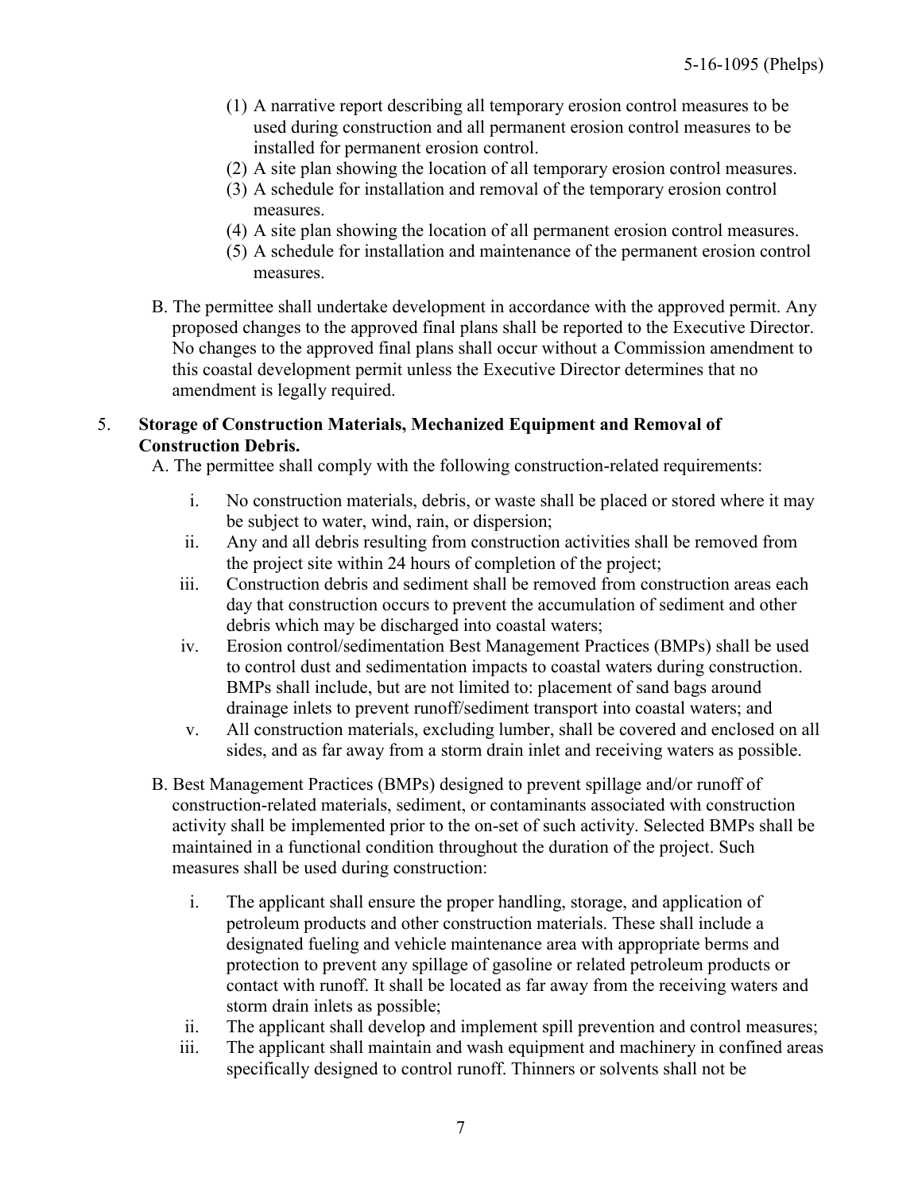(1) A narrative report describing all temporary erosion control measures to be used during construction and all permanent erosion control measures to be installed for permanent erosion control.
(2) A site plan showing the location of all temporary erosion control measures.
(3) A schedule for installation and removal of the temporary erosion control measures.
(4) A site plan showing the location of all permanent erosion control measures.
(5) A schedule for installation and maintenance of the permanent erosion control measures.

B. The permittee shall undertake development in accordance with the approved permit. Any proposed changes to the approved final plans shall be reported to the Executive Director. No changes to the approved final plans shall occur without a Commission amendment to this coastal development permit unless the Executive Director determines that no amendment is legally required.

5. **Storage of Construction Materials, Mechanized Equipment and Removal of Construction Debris.**

A. The permittee shall comply with the following construction-related requirements:

i. No construction materials, debris, or waste shall be placed or stored where it may be subject to water, wind, rain, or dispersion;

ii. Any and all debris resulting from construction activities shall be removed from the project site within 24 hours of completion of the project;

iii. Construction debris and sediment shall be removed from construction areas each day that construction occurs to prevent the accumulation of sediment and other debris which may be discharged into coastal waters;

iv. Erosion control/sedimentation Best Management Practices (BMPs) shall be used to control dust and sedimentation impacts to coastal waters during construction. BMPs shall include, but are not limited to: placement of sand bags around drainage inlets to prevent runoff/sediment transport into coastal waters; and

v. All construction materials, excluding lumber, shall be covered and enclosed on all sides, and as far away from a storm drain inlet and receiving waters as possible.

B. Best Management Practices (BMPs) designed to prevent spillage and/or runoff of construction-related materials, sediment, or contaminants associated with construction activity shall be implemented prior to the on-set of such activity. Selected BMPs shall be maintained in a functional condition throughout the duration of the project. Such measures shall be used during construction:

i. The applicant shall ensure the proper handling, storage, and application of petroleum products and other construction materials. These shall include a designated fueling and vehicle maintenance area with appropriate berms and protection to prevent any spillage of gasoline or related petroleum products or contact with runoff. It shall be located as far away from the receiving waters and storm drain inlets as possible;

ii. The applicant shall develop and implement spill prevention and control measures;

iii. The applicant shall maintain and wash equipment and machinery in confined areas specifically designed to control runoff. Thinners or solvents shall not be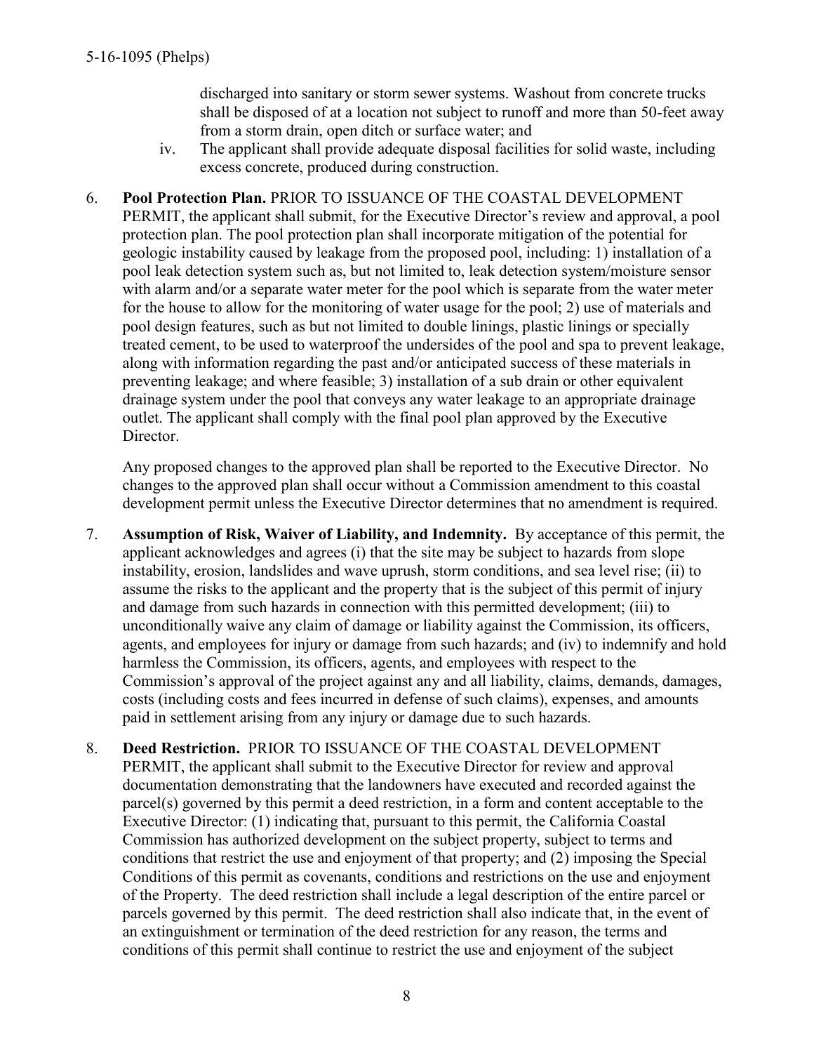discharged into sanitary or storm sewer systems. Washout from concrete trucks shall be disposed of at a location not subject to runoff and more than 50-feet away from a storm drain, open ditch or surface water; and

iv. The applicant shall provide adequate disposal facilities for solid waste, including excess concrete, produced during construction.

6. **Pool Protection Plan.** PRIOR TO ISSUANCE OF THE COASTAL DEVELOPMENT PERMIT, the applicant shall submit, for the Executive Director's review and approval, a pool protection plan. The pool protection plan shall incorporate mitigation of the potential for geologic instability caused by leakage from the proposed pool, including: 1) installation of a pool leak detection system such as, but not limited to, leak detection system/moisture sensor with alarm and/or a separate water meter for the pool which is separate from the water meter for the house to allow for the monitoring of water usage for the pool; 2) use of materials and pool design features, such as but not limited to double linings, plastic linings or specially treated cement, to be used to waterproof the undersides of the pool and spa to prevent leakage, along with information regarding the past and/or anticipated success of these materials in preventing leakage; and where feasible; 3) installation of a sub drain or other equivalent drainage system under the pool that conveys any water leakage to an appropriate drainage outlet. The applicant shall comply with the final pool plan approved by the Executive Director.

   Any proposed changes to the approved plan shall be reported to the Executive Director. No changes to the approved plan shall occur without a Commission amendment to this coastal development permit unless the Executive Director determines that no amendment is required.

7. **Assumption of Risk, Waiver of Liability, and Indemnity.** By acceptance of this permit, the applicant acknowledges and agrees (i) that the site may be subject to hazards from slope instability, erosion, landslides and wave uprush, storm conditions, and sea level rise; (ii) to assume the risks to the applicant and the property that is the subject of this permit of injury and damage from such hazards in connection with this permitted development; (iii) to unconditionally waive any claim of damage or liability against the Commission, its officers, agents, and employees for injury or damage from such hazards; and (iv) to indemnify and hold harmless the Commission, its officers, agents, and employees with respect to the Commission's approval of the project against any and all liability, claims, demands, damages, costs (including costs and fees incurred in defense of such claims), expenses, and amounts paid in settlement arising from any injury or damage due to such hazards.

8. **Deed Restriction.** PRIOR TO ISSUANCE OF THE COASTAL DEVELOPMENT PERMIT, the applicant shall submit to the Executive Director for review and approval documentation demonstrating that the landowners have executed and recorded against the parcel(s) governed by this permit a deed restriction, in a form and content acceptable to the Executive Director: (1) indicating that, pursuant to this permit, the California Coastal Commission has authorized development on the subject property, subject to terms and conditions that restrict the use and enjoyment of that property; and (2) imposing the Special Conditions of this permit as covenants, conditions and restrictions on the use and enjoyment of the Property. The deed restriction shall include a legal description of the entire parcel or parcels governed by this permit. The deed restriction shall also indicate that, in the event of an extinguishment or termination of the deed restriction for any reason, the terms and conditions of this permit shall continue to restrict the use and enjoyment of the subject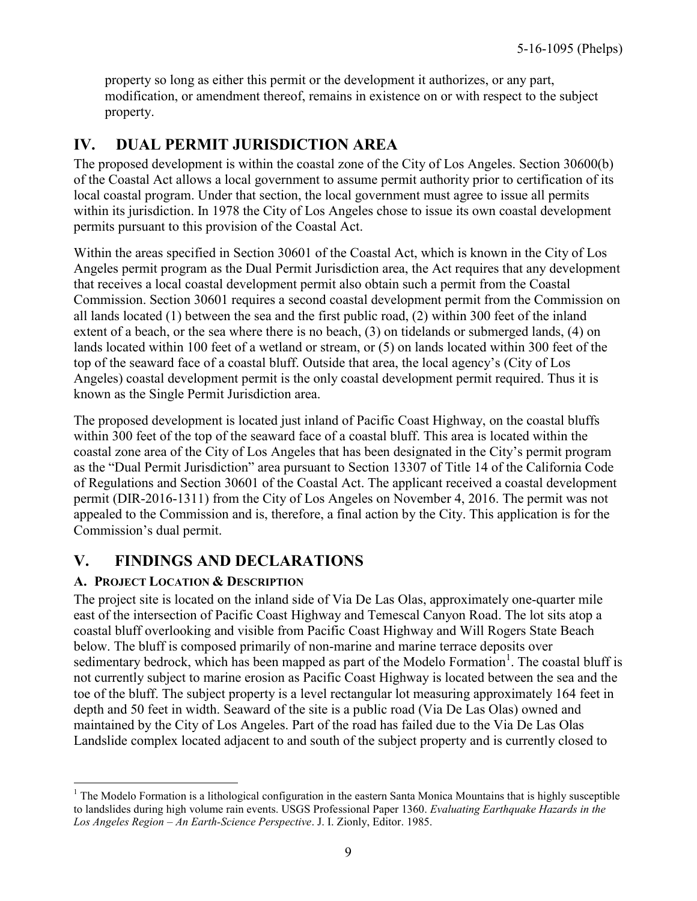property so long as either this permit or the development it authorizes, or any part, modification, or amendment thereof, remains in existence on or with respect to the subject property.

## IV. DUAL PERMIT JURISDICTION AREA

The proposed development is within the coastal zone of the City of Los Angeles. Section 30600(b) of the Coastal Act allows a local government to assume permit authority prior to certification of its local coastal program. Under that section, the local government must agree to issue all permits within its jurisdiction. In 1978 the City of Los Angeles chose to issue its own coastal development permits pursuant to this provision of the Coastal Act.

Within the areas specified in Section 30601 of the Coastal Act, which is known in the City of Los Angeles permit program as the Dual Permit Jurisdiction area, the Act requires that any development that receives a local coastal development permit also obtain such a permit from the Coastal Commission. Section 30601 requires a second coastal development permit from the Commission on all lands located (1) between the sea and the first public road, (2) within 300 feet of the inland extent of a beach, or the sea where there is no beach, (3) on tidelands or submerged lands, (4) on lands located within 100 feet of a wetland or stream, or (5) on lands located within 300 feet of the top of the seaward face of a coastal bluff. Outside that area, the local agency's (City of Los Angeles) coastal development permit is the only coastal development permit required. Thus it is known as the Single Permit Jurisdiction area.

The proposed development is located just inland of Pacific Coast Highway, on the coastal bluffs within 300 feet of the top of the seaward face of a coastal bluff. This area is located within the coastal zone area of the City of Los Angeles that has been designated in the City's permit program as the "Dual Permit Jurisdiction" area pursuant to Section 13307 of Title 14 of the California Code of Regulations and Section 30601 of the Coastal Act. The applicant received a coastal development permit (DIR-2016-1311) from the City of Los Angeles on November 4, 2016. The permit was not appealed to the Commission and is, therefore, a final action by the City. This application is for the Commission's dual permit.

## V. FINDINGS AND DECLARATIONS

### A. PROJECT LOCATION & DESCRIPTION

The project site is located on the inland side of Via De Las Olas, approximately one-quarter mile east of the intersection of Pacific Coast Highway and Temescal Canyon Road. The lot sits atop a coastal bluff overlooking and visible from Pacific Coast Highway and Will Rogers State Beach below. The bluff is composed primarily of non-marine and marine terrace deposits over sedimentary bedrock, which has been mapped as part of the Modelo Formation[1]. The coastal bluff is not currently subject to marine erosion as Pacific Coast Highway is located between the sea and the toe of the bluff. The subject property is a level rectangular lot measuring approximately 164 feet in depth and 50 feet in width. Seaward of the site is a public road (Via De Las Olas) owned and maintained by the City of Los Angeles. Part of the road has failed due to the Via De Las Olas Landslide complex located adjacent to and south of the subject property and is currently closed to

[1] The Modelo Formation is a lithological configuration in the eastern Santa Monica Mountains that is highly susceptible to landslides during high volume rain events. USGS Professional Paper 1360. *Evaluating Earthquake Hazards in the Los Angeles Region – An Earth-Science Perspective*. J. I. Zionly, Editor. 1985.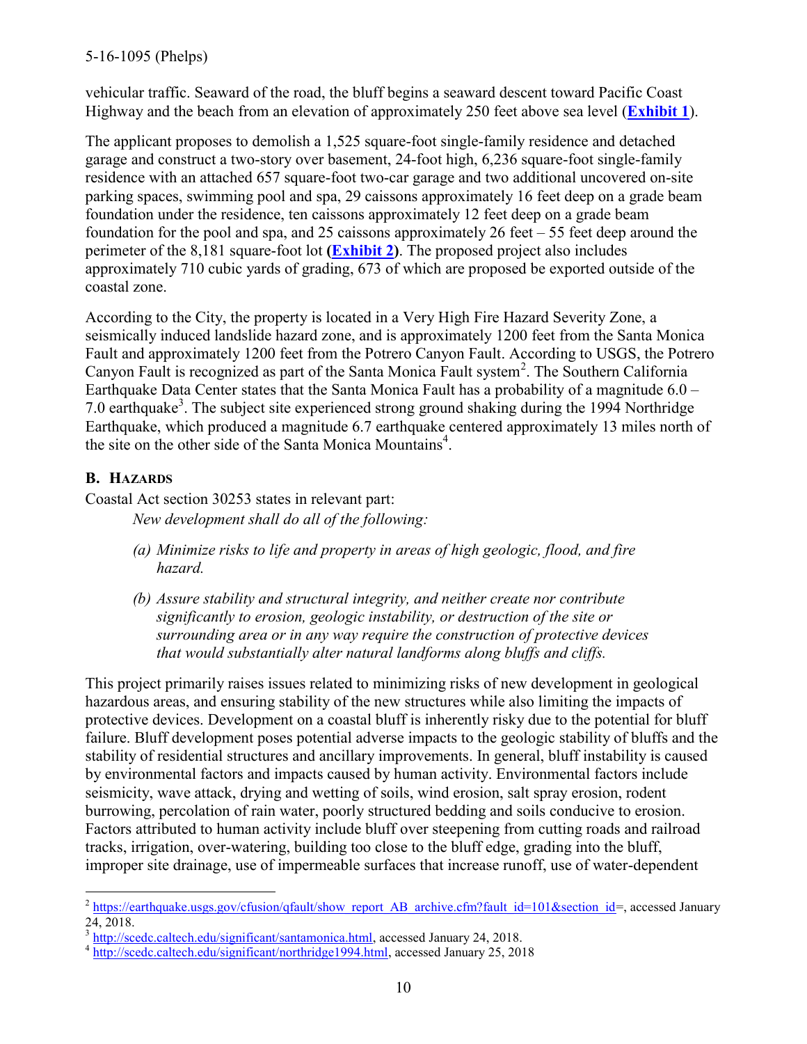vehicular traffic. Seaward of the road, the bluff begins a seaward descent toward Pacific Coast Highway and the beach from an elevation of approximately 250 feet above sea level (**Exhibit 1**).

The applicant proposes to demolish a 1,525 square-foot single-family residence and detached garage and construct a two-story over basement, 24-foot high, 6,236 square-foot single-family residence with an attached 657 square-foot two-car garage and two additional uncovered on-site parking spaces, swimming pool and spa, 29 caissons approximately 16 feet deep on a grade beam foundation under the residence, ten caissons approximately 12 feet deep on a grade beam foundation for the pool and spa, and 25 caissons approximately 26 feet – 55 feet deep around the perimeter of the 8,181 square-foot lot **(Exhibit 2)**. The proposed project also includes approximately 710 cubic yards of grading, 673 of which are proposed be exported outside of the coastal zone.

According to the City, the property is located in a Very High Fire Hazard Severity Zone, a seismically induced landslide hazard zone, and is approximately 1200 feet from the Santa Monica Fault and approximately 1200 feet from the Potrero Canyon Fault. According to USGS, the Potrero Canyon Fault is recognized as part of the Santa Monica Fault system[2]. The Southern California Earthquake Data Center states that the Santa Monica Fault has a probability of a magnitude 6.0 – 7.0 earthquake[3]. The subject site experienced strong ground shaking during the 1994 Northridge Earthquake, which produced a magnitude 6.7 earthquake centered approximately 13 miles north of the site on the other side of the Santa Monica Mountains[4].

## B. Hazards

Coastal Act section 30253 states in relevant part:

> *New development shall do all of the following:*
>
> *(a) Minimize risks to life and property in areas of high geologic, flood, and fire hazard.*
>
> *(b) Assure stability and structural integrity, and neither create nor contribute significantly to erosion, geologic instability, or destruction of the site or surrounding area or in any way require the construction of protective devices that would substantially alter natural landforms along bluffs and cliffs.*

This project primarily raises issues related to minimizing risks of new development in geological hazardous areas, and ensuring stability of the new structures while also limiting the impacts of protective devices. Development on a coastal bluff is inherently risky due to the potential for bluff failure. Bluff development poses potential adverse impacts to the geologic stability of bluffs and the stability of residential structures and ancillary improvements. In general, bluff instability is caused by environmental factors and impacts caused by human activity. Environmental factors include seismicity, wave attack, drying and wetting of soils, wind erosion, salt spray erosion, rodent burrowing, percolation of rain water, poorly structured bedding and soils conducive to erosion. Factors attributed to human activity include bluff over steepening from cutting roads and railroad tracks, irrigation, over-watering, building too close to the bluff edge, grading into the bluff, improper site drainage, use of impermeable surfaces that increase runoff, use of water-dependent

---

[2] https://earthquake.usgs.gov/cfusion/qfault/show_report_AB_archive.cfm?fault_id=101&section_id=, accessed January 24, 2018.

[3] http://scedc.caltech.edu/significant/santamonica.html, accessed January 24, 2018.

[4] http://scedc.caltech.edu/significant/northridge1994.html, accessed January 25, 2018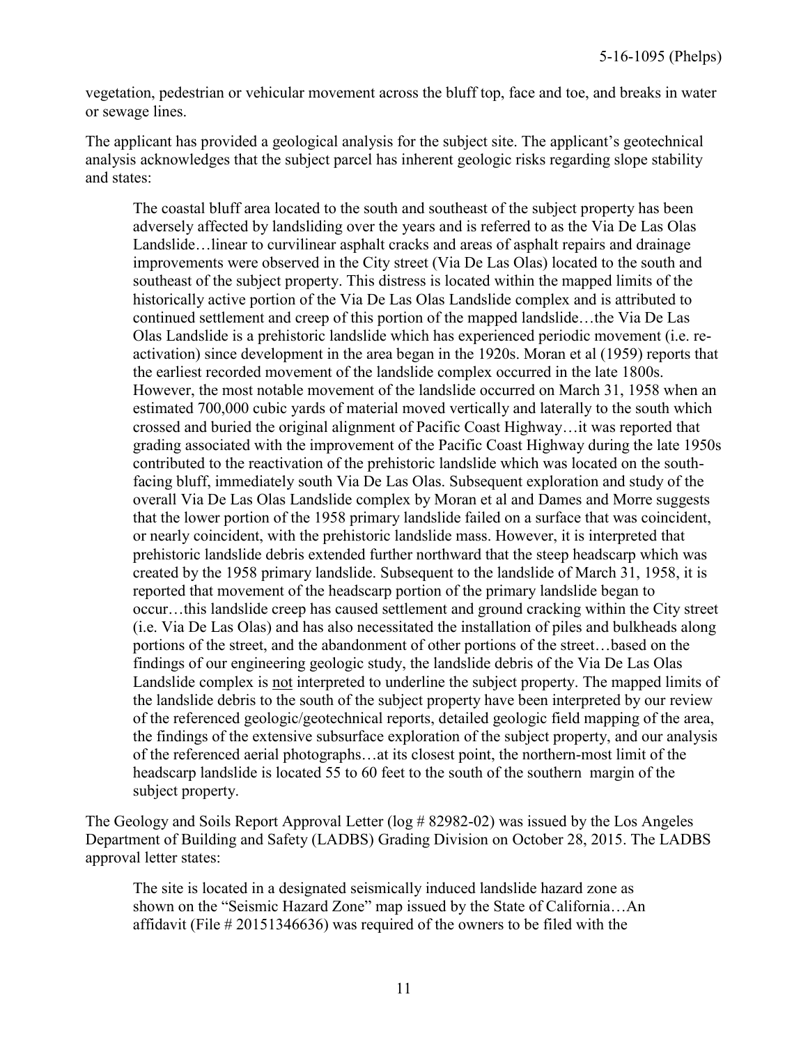vegetation, pedestrian or vehicular movement across the bluff top, face and toe, and breaks in water or sewage lines.

The applicant has provided a geological analysis for the subject site. The applicant's geotechnical analysis acknowledges that the subject parcel has inherent geologic risks regarding slope stability and states:

> The coastal bluff area located to the south and southeast of the subject property has been adversely affected by landsliding over the years and is referred to as the Via De Las Olas Landslide…linear to curvilinear asphalt cracks and areas of asphalt repairs and drainage improvements were observed in the City street (Via De Las Olas) located to the south and southeast of the subject property. This distress is located within the mapped limits of the historically active portion of the Via De Las Olas Landslide complex and is attributed to continued settlement and creep of this portion of the mapped landslide…the Via De Las Olas Landslide is a prehistoric landslide which has experienced periodic movement (i.e. re-activation) since development in the area began in the 1920s. Moran et al (1959) reports that the earliest recorded movement of the landslide complex occurred in the late 1800s. However, the most notable movement of the landslide occurred on March 31, 1958 when an estimated 700,000 cubic yards of material moved vertically and laterally to the south which crossed and buried the original alignment of Pacific Coast Highway…it was reported that grading associated with the improvement of the Pacific Coast Highway during the late 1950s contributed to the reactivation of the prehistoric landslide which was located on the south-facing bluff, immediately south Via De Las Olas. Subsequent exploration and study of the overall Via De Las Olas Landslide complex by Moran et al and Dames and Morre suggests that the lower portion of the 1958 primary landslide failed on a surface that was coincident, or nearly coincident, with the prehistoric landslide mass. However, it is interpreted that prehistoric landslide debris extended further northward that the steep headscarp which was created by the 1958 primary landslide. Subsequent to the landslide of March 31, 1958, it is reported that movement of the headscarp portion of the primary landslide began to occur…this landslide creep has caused settlement and ground cracking within the City street (i.e. Via De Las Olas) and has also necessitated the installation of piles and bulkheads along portions of the street, and the abandonment of other portions of the street…based on the findings of our engineering geologic study, the landslide debris of the Via De Las Olas Landslide complex is <u>not</u> interpreted to underline the subject property. The mapped limits of the landslide debris to the south of the subject property have been interpreted by our review of the referenced geologic/geotechnical reports, detailed geologic field mapping of the area, the findings of the extensive subsurface exploration of the subject property, and our analysis of the referenced aerial photographs…at its closest point, the northern-most limit of the headscarp landslide is located 55 to 60 feet to the south of the southern margin of the subject property.

The Geology and Soils Report Approval Letter (log # 82982-02) was issued by the Los Angeles Department of Building and Safety (LADBS) Grading Division on October 28, 2015. The LADBS approval letter states:

> The site is located in a designated seismically induced landslide hazard zone as shown on the "Seismic Hazard Zone" map issued by the State of California…An affidavit (File # 20151346636) was required of the owners to be filed with the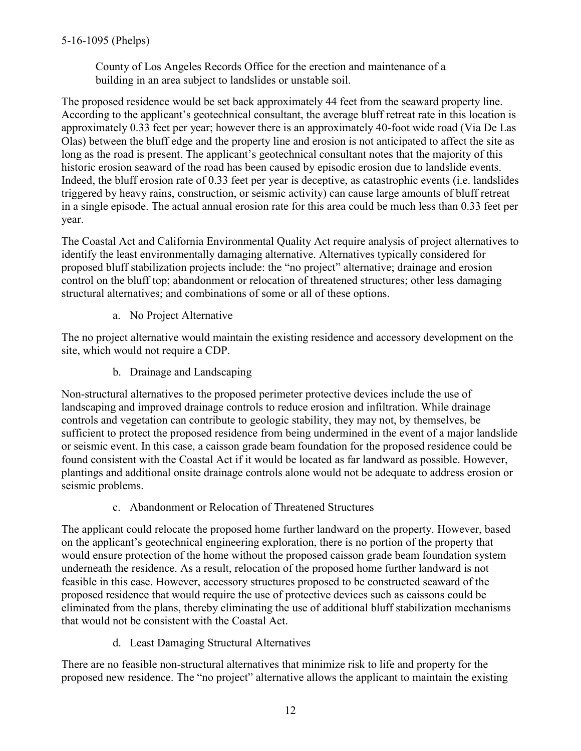County of Los Angeles Records Office for the erection and maintenance of a building in an area subject to landslides or unstable soil.

The proposed residence would be set back approximately 44 feet from the seaward property line. According to the applicant's geotechnical consultant, the average bluff retreat rate in this location is approximately 0.33 feet per year; however there is an approximately 40-foot wide road (Via De Las Olas) between the bluff edge and the property line and erosion is not anticipated to affect the site as long as the road is present. The applicant's geotechnical consultant notes that the majority of this historic erosion seaward of the road has been caused by episodic erosion due to landslide events. Indeed, the bluff erosion rate of 0.33 feet per year is deceptive, as catastrophic events (i.e. landslides triggered by heavy rains, construction, or seismic activity) can cause large amounts of bluff retreat in a single episode. The actual annual erosion rate for this area could be much less than 0.33 feet per year.

The Coastal Act and California Environmental Quality Act require analysis of project alternatives to identify the least environmentally damaging alternative. Alternatives typically considered for proposed bluff stabilization projects include: the "no project" alternative; drainage and erosion control on the bluff top; abandonment or relocation of threatened structures; other less damaging structural alternatives; and combinations of some or all of these options.

a. No Project Alternative

The no project alternative would maintain the existing residence and accessory development on the site, which would not require a CDP.

b. Drainage and Landscaping

Non-structural alternatives to the proposed perimeter protective devices include the use of landscaping and improved drainage controls to reduce erosion and infiltration. While drainage controls and vegetation can contribute to geologic stability, they may not, by themselves, be sufficient to protect the proposed residence from being undermined in the event of a major landslide or seismic event. In this case, a caisson grade beam foundation for the proposed residence could be found consistent with the Coastal Act if it would be located as far landward as possible. However, plantings and additional onsite drainage controls alone would not be adequate to address erosion or seismic problems.

c. Abandonment or Relocation of Threatened Structures

The applicant could relocate the proposed home further landward on the property. However, based on the applicant's geotechnical engineering exploration, there is no portion of the property that would ensure protection of the home without the proposed caisson grade beam foundation system underneath the residence. As a result, relocation of the proposed home further landward is not feasible in this case. However, accessory structures proposed to be constructed seaward of the proposed residence that would require the use of protective devices such as caissons could be eliminated from the plans, thereby eliminating the use of additional bluff stabilization mechanisms that would not be consistent with the Coastal Act.

d. Least Damaging Structural Alternatives

There are no feasible non-structural alternatives that minimize risk to life and property for the proposed new residence. The "no project" alternative allows the applicant to maintain the existing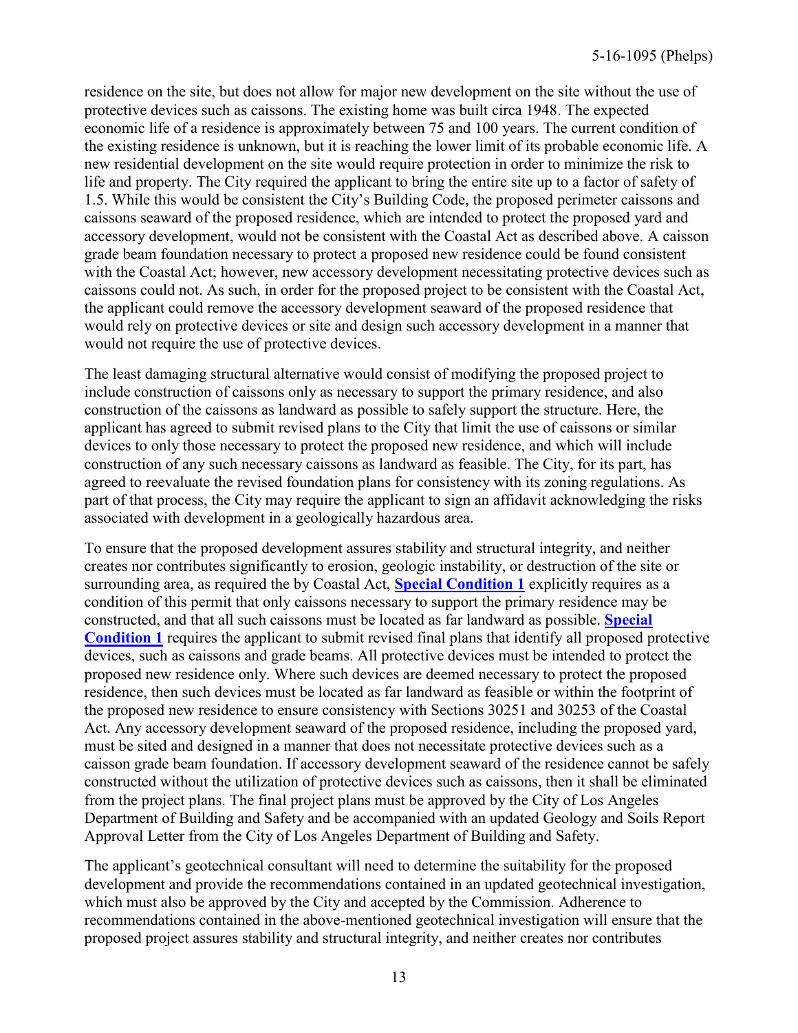residence on the site, but does not allow for major new development on the site without the use of protective devices such as caissons. The existing home was built circa 1948. The expected economic life of a residence is approximately between 75 and 100 years. The current condition of the existing residence is unknown, but it is reaching the lower limit of its probable economic life. A new residential development on the site would require protection in order to minimize the risk to life and property. The City required the applicant to bring the entire site up to a factor of safety of 1.5. While this would be consistent the City's Building Code, the proposed perimeter caissons and caissons seaward of the proposed residence, which are intended to protect the proposed yard and accessory development, would not be consistent with the Coastal Act as described above. A caisson grade beam foundation necessary to protect a proposed new residence could be found consistent with the Coastal Act; however, new accessory development necessitating protective devices such as caissons could not. As such, in order for the proposed project to be consistent with the Coastal Act, the applicant could remove the accessory development seaward of the proposed residence that would rely on protective devices or site and design such accessory development in a manner that would not require the use of protective devices.

The least damaging structural alternative would consist of modifying the proposed project to include construction of caissons only as necessary to support the primary residence, and also construction of the caissons as landward as possible to safely support the structure. Here, the applicant has agreed to submit revised plans to the City that limit the use of caissons or similar devices to only those necessary to protect the proposed new residence, and which will include construction of any such necessary caissons as landward as feasible. The City, for its part, has agreed to reevaluate the revised foundation plans for consistency with its zoning regulations. As part of that process, the City may require the applicant to sign an affidavit acknowledging the risks associated with development in a geologically hazardous area.

To ensure that the proposed development assures stability and structural integrity, and neither creates nor contributes significantly to erosion, geologic instability, or destruction of the site or surrounding area, as required the by Coastal Act, **Special Condition 1** explicitly requires as a condition of this permit that only caissons necessary to support the primary residence may be constructed, and that all such caissons must be located as far landward as possible. **Special Condition 1** requires the applicant to submit revised final plans that identify all proposed protective devices, such as caissons and grade beams. All protective devices must be intended to protect the proposed new residence only. Where such devices are deemed necessary to protect the proposed residence, then such devices must be located as far landward as feasible or within the footprint of the proposed new residence to ensure consistency with Sections 30251 and 30253 of the Coastal Act. Any accessory development seaward of the proposed residence, including the proposed yard, must be sited and designed in a manner that does not necessitate protective devices such as a caisson grade beam foundation. If accessory development seaward of the residence cannot be safely constructed without the utilization of protective devices such as caissons, then it shall be eliminated from the project plans. The final project plans must be approved by the City of Los Angeles Department of Building and Safety and be accompanied with an updated Geology and Soils Report Approval Letter from the City of Los Angeles Department of Building and Safety.

The applicant's geotechnical consultant will need to determine the suitability for the proposed development and provide the recommendations contained in an updated geotechnical investigation, which must also be approved by the City and accepted by the Commission. Adherence to recommendations contained in the above-mentioned geotechnical investigation will ensure that the proposed project assures stability and structural integrity, and neither creates nor contributes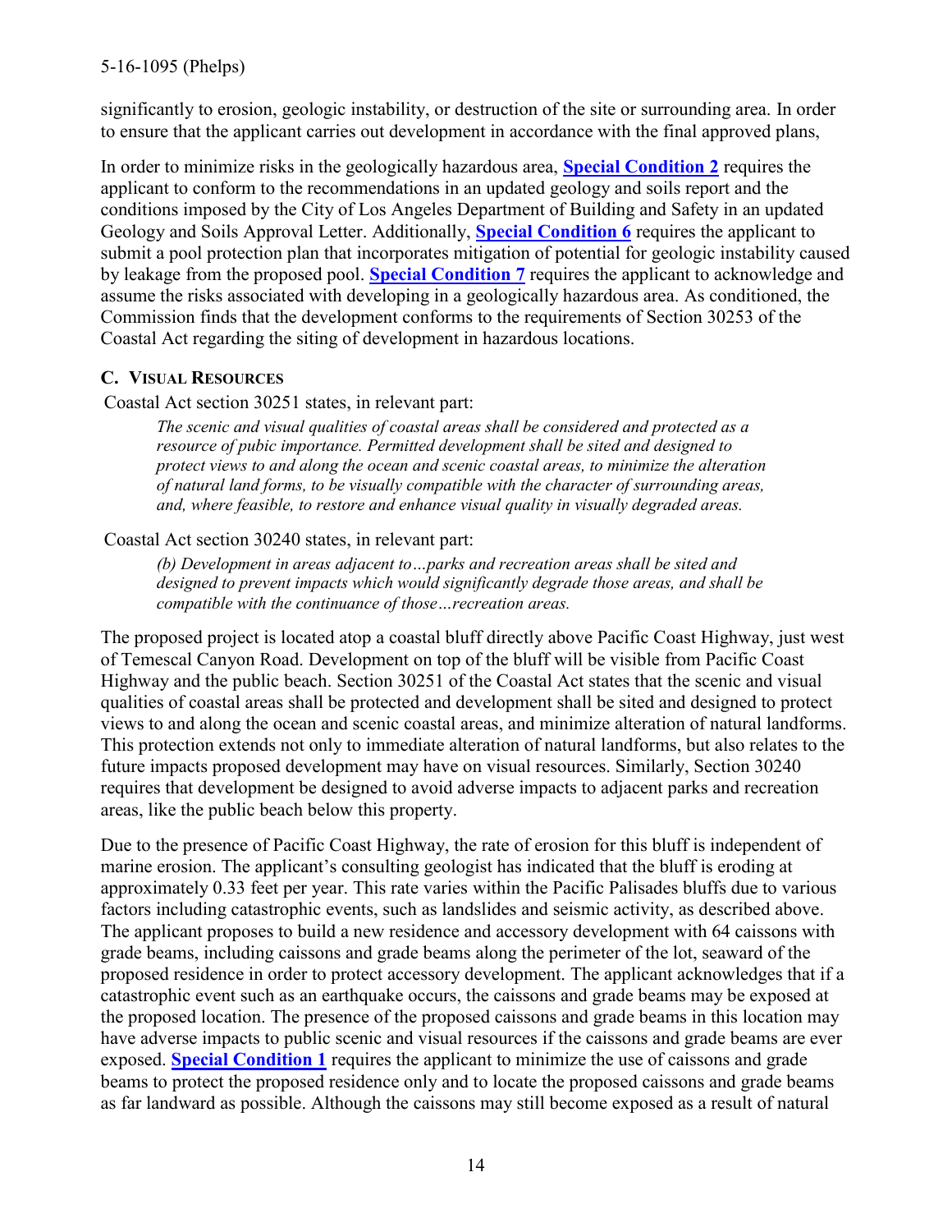significantly to erosion, geologic instability, or destruction of the site or surrounding area. In order to ensure that the applicant carries out development in accordance with the final approved plans,

In order to minimize risks in the geologically hazardous area, **Special Condition 2** requires the applicant to conform to the recommendations in an updated geology and soils report and the conditions imposed by the City of Los Angeles Department of Building and Safety in an updated Geology and Soils Approval Letter. Additionally, **Special Condition 6** requires the applicant to submit a pool protection plan that incorporates mitigation of potential for geologic instability caused by leakage from the proposed pool. **Special Condition 7** requires the applicant to acknowledge and assume the risks associated with developing in a geologically hazardous area. As conditioned, the Commission finds that the development conforms to the requirements of Section 30253 of the Coastal Act regarding the siting of development in hazardous locations.

### C. VISUAL RESOURCES

Coastal Act section 30251 states, in relevant part:

> *The scenic and visual qualities of coastal areas shall be considered and protected as a resource of pubic importance. Permitted development shall be sited and designed to protect views to and along the ocean and scenic coastal areas, to minimize the alteration of natural land forms, to be visually compatible with the character of surrounding areas, and, where feasible, to restore and enhance visual quality in visually degraded areas.*

Coastal Act section 30240 states, in relevant part:

> *(b) Development in areas adjacent to…parks and recreation areas shall be sited and designed to prevent impacts which would significantly degrade those areas, and shall be compatible with the continuance of those…recreation areas.*

The proposed project is located atop a coastal bluff directly above Pacific Coast Highway, just west of Temescal Canyon Road. Development on top of the bluff will be visible from Pacific Coast Highway and the public beach. Section 30251 of the Coastal Act states that the scenic and visual qualities of coastal areas shall be protected and development shall be sited and designed to protect views to and along the ocean and scenic coastal areas, and minimize alteration of natural landforms. This protection extends not only to immediate alteration of natural landforms, but also relates to the future impacts proposed development may have on visual resources. Similarly, Section 30240 requires that development be designed to avoid adverse impacts to adjacent parks and recreation areas, like the public beach below this property.

Due to the presence of Pacific Coast Highway, the rate of erosion for this bluff is independent of marine erosion. The applicant's consulting geologist has indicated that the bluff is eroding at approximately 0.33 feet per year. This rate varies within the Pacific Palisades bluffs due to various factors including catastrophic events, such as landslides and seismic activity, as described above. The applicant proposes to build a new residence and accessory development with 64 caissons with grade beams, including caissons and grade beams along the perimeter of the lot, seaward of the proposed residence in order to protect accessory development. The applicant acknowledges that if a catastrophic event such as an earthquake occurs, the caissons and grade beams may be exposed at the proposed location. The presence of the proposed caissons and grade beams in this location may have adverse impacts to public scenic and visual resources if the caissons and grade beams are ever exposed. **Special Condition 1** requires the applicant to minimize the use of caissons and grade beams to protect the proposed residence only and to locate the proposed caissons and grade beams as far landward as possible. Although the caissons may still become exposed as a result of natural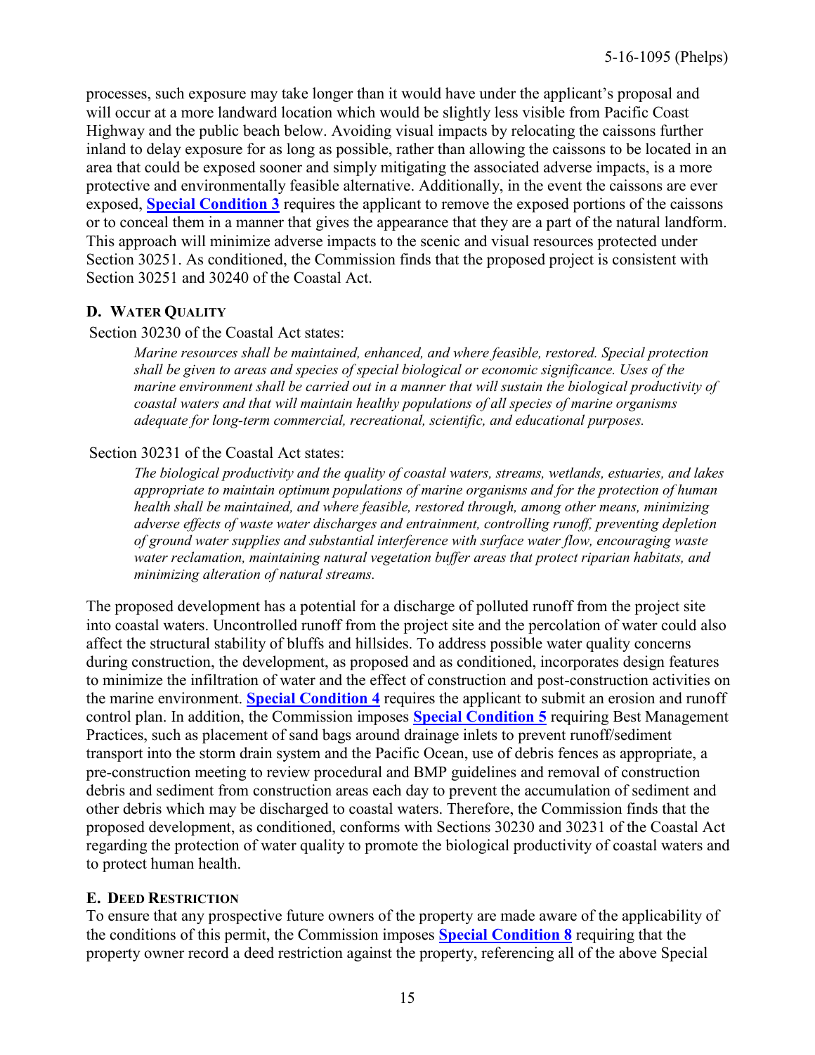processes, such exposure may take longer than it would have under the applicant's proposal and will occur at a more landward location which would be slightly less visible from Pacific Coast Highway and the public beach below. Avoiding visual impacts by relocating the caissons further inland to delay exposure for as long as possible, rather than allowing the caissons to be located in an area that could be exposed sooner and simply mitigating the associated adverse impacts, is a more protective and environmentally feasible alternative. Additionally, in the event the caissons are ever exposed, **Special Condition 3** requires the applicant to remove the exposed portions of the caissons or to conceal them in a manner that gives the appearance that they are a part of the natural landform. This approach will minimize adverse impacts to the scenic and visual resources protected under Section 30251. As conditioned, the Commission finds that the proposed project is consistent with Section 30251 and 30240 of the Coastal Act.

### D. Water Quality

Section 30230 of the Coastal Act states:

> *Marine resources shall be maintained, enhanced, and where feasible, restored. Special protection shall be given to areas and species of special biological or economic significance. Uses of the marine environment shall be carried out in a manner that will sustain the biological productivity of coastal waters and that will maintain healthy populations of all species of marine organisms adequate for long-term commercial, recreational, scientific, and educational purposes.*

Section 30231 of the Coastal Act states:

> *The biological productivity and the quality of coastal waters, streams, wetlands, estuaries, and lakes appropriate to maintain optimum populations of marine organisms and for the protection of human health shall be maintained, and where feasible, restored through, among other means, minimizing adverse effects of waste water discharges and entrainment, controlling runoff, preventing depletion of ground water supplies and substantial interference with surface water flow, encouraging waste water reclamation, maintaining natural vegetation buffer areas that protect riparian habitats, and minimizing alteration of natural streams.*

The proposed development has a potential for a discharge of polluted runoff from the project site into coastal waters. Uncontrolled runoff from the project site and the percolation of water could also affect the structural stability of bluffs and hillsides. To address possible water quality concerns during construction, the development, as proposed and as conditioned, incorporates design features to minimize the infiltration of water and the effect of construction and post-construction activities on the marine environment. **Special Condition 4** requires the applicant to submit an erosion and runoff control plan. In addition, the Commission imposes **Special Condition 5** requiring Best Management Practices, such as placement of sand bags around drainage inlets to prevent runoff/sediment transport into the storm drain system and the Pacific Ocean, use of debris fences as appropriate, a pre-construction meeting to review procedural and BMP guidelines and removal of construction debris and sediment from construction areas each day to prevent the accumulation of sediment and other debris which may be discharged to coastal waters. Therefore, the Commission finds that the proposed development, as conditioned, conforms with Sections 30230 and 30231 of the Coastal Act regarding the protection of water quality to promote the biological productivity of coastal waters and to protect human health.

### E. Deed Restriction

To ensure that any prospective future owners of the property are made aware of the applicability of the conditions of this permit, the Commission imposes **Special Condition 8** requiring that the property owner record a deed restriction against the property, referencing all of the above Special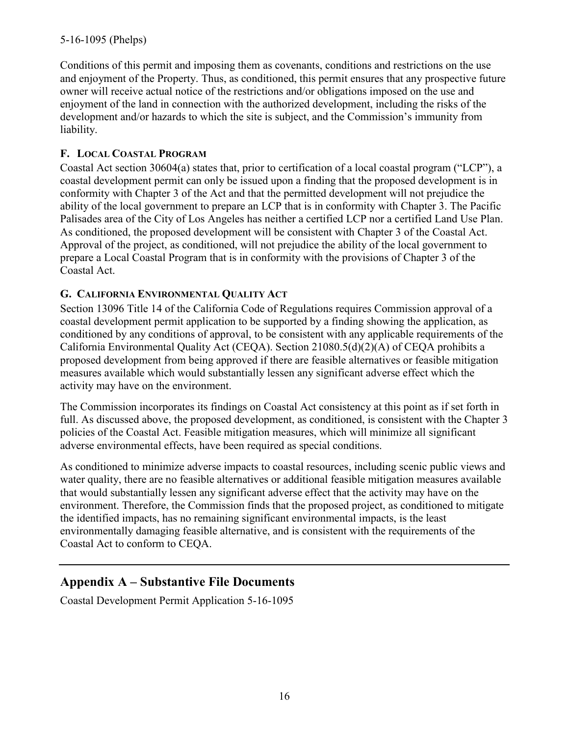Conditions of this permit and imposing them as covenants, conditions and restrictions on the use and enjoyment of the Property. Thus, as conditioned, this permit ensures that any prospective future owner will receive actual notice of the restrictions and/or obligations imposed on the use and enjoyment of the land in connection with the authorized development, including the risks of the development and/or hazards to which the site is subject, and the Commission's immunity from liability.

### F. LOCAL COASTAL PROGRAM

Coastal Act section 30604(a) states that, prior to certification of a local coastal program ("LCP"), a coastal development permit can only be issued upon a finding that the proposed development is in conformity with Chapter 3 of the Act and that the permitted development will not prejudice the ability of the local government to prepare an LCP that is in conformity with Chapter 3. The Pacific Palisades area of the City of Los Angeles has neither a certified LCP nor a certified Land Use Plan. As conditioned, the proposed development will be consistent with Chapter 3 of the Coastal Act. Approval of the project, as conditioned, will not prejudice the ability of the local government to prepare a Local Coastal Program that is in conformity with the provisions of Chapter 3 of the Coastal Act.

### G. CALIFORNIA ENVIRONMENTAL QUALITY ACT

Section 13096 Title 14 of the California Code of Regulations requires Commission approval of a coastal development permit application to be supported by a finding showing the application, as conditioned by any conditions of approval, to be consistent with any applicable requirements of the California Environmental Quality Act (CEQA). Section 21080.5(d)(2)(A) of CEQA prohibits a proposed development from being approved if there are feasible alternatives or feasible mitigation measures available which would substantially lessen any significant adverse effect which the activity may have on the environment.

The Commission incorporates its findings on Coastal Act consistency at this point as if set forth in full. As discussed above, the proposed development, as conditioned, is consistent with the Chapter 3 policies of the Coastal Act. Feasible mitigation measures, which will minimize all significant adverse environmental effects, have been required as special conditions.

As conditioned to minimize adverse impacts to coastal resources, including scenic public views and water quality, there are no feasible alternatives or additional feasible mitigation measures available that would substantially lessen any significant adverse effect that the activity may have on the environment. Therefore, the Commission finds that the proposed project, as conditioned to mitigate the identified impacts, has no remaining significant environmental impacts, is the least environmentally damaging feasible alternative, and is consistent with the requirements of the Coastal Act to conform to CEQA.

---

## Appendix A – Substantive File Documents

Coastal Development Permit Application 5-16-1095